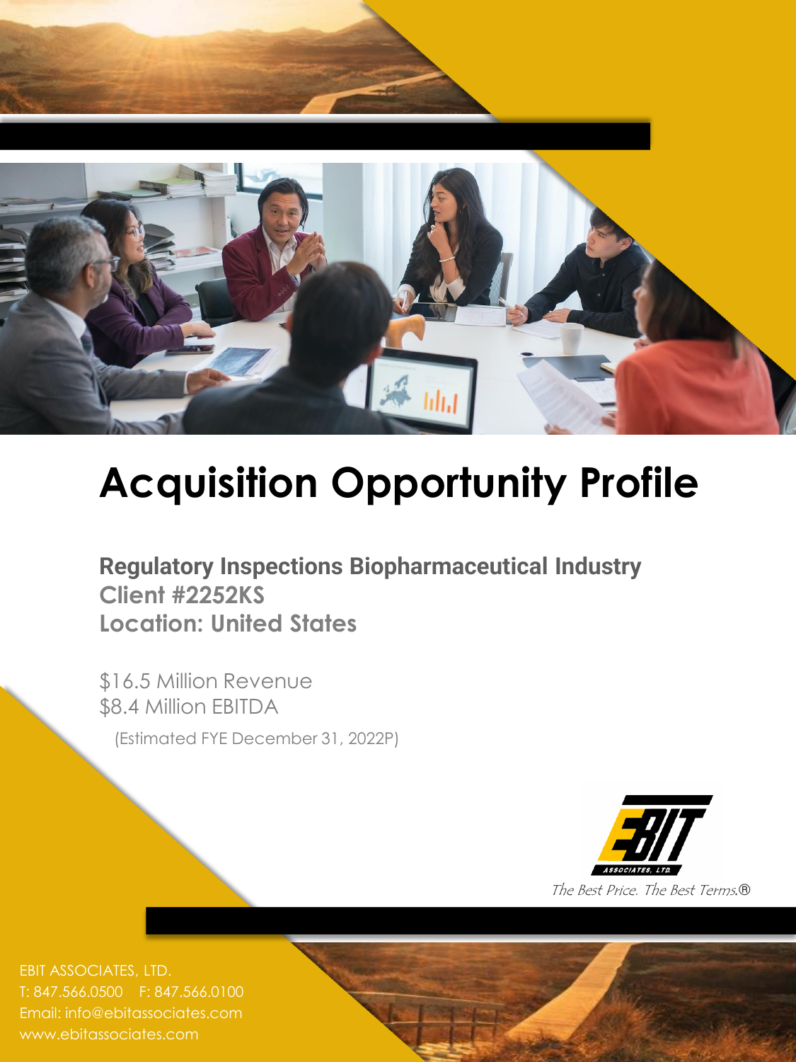# Acquisition Opportunity Profile

**Regulatory Inspections Biopharmaceutical Industry**
**Client #2252KS**
**Location: United States**

$16.5 Million Revenue
$8.4 Million EBITDA

(Estimated FYE December 31, 2022P)

EBIT ASSOCIATES, LTD.

*The Best Price. The Best Terms.®*

EBIT ASSOCIATES, LTD.
T: 847.566.0500 F: 847.566.0100
Email: info@ebitassociates.com
www.ebitassociates.com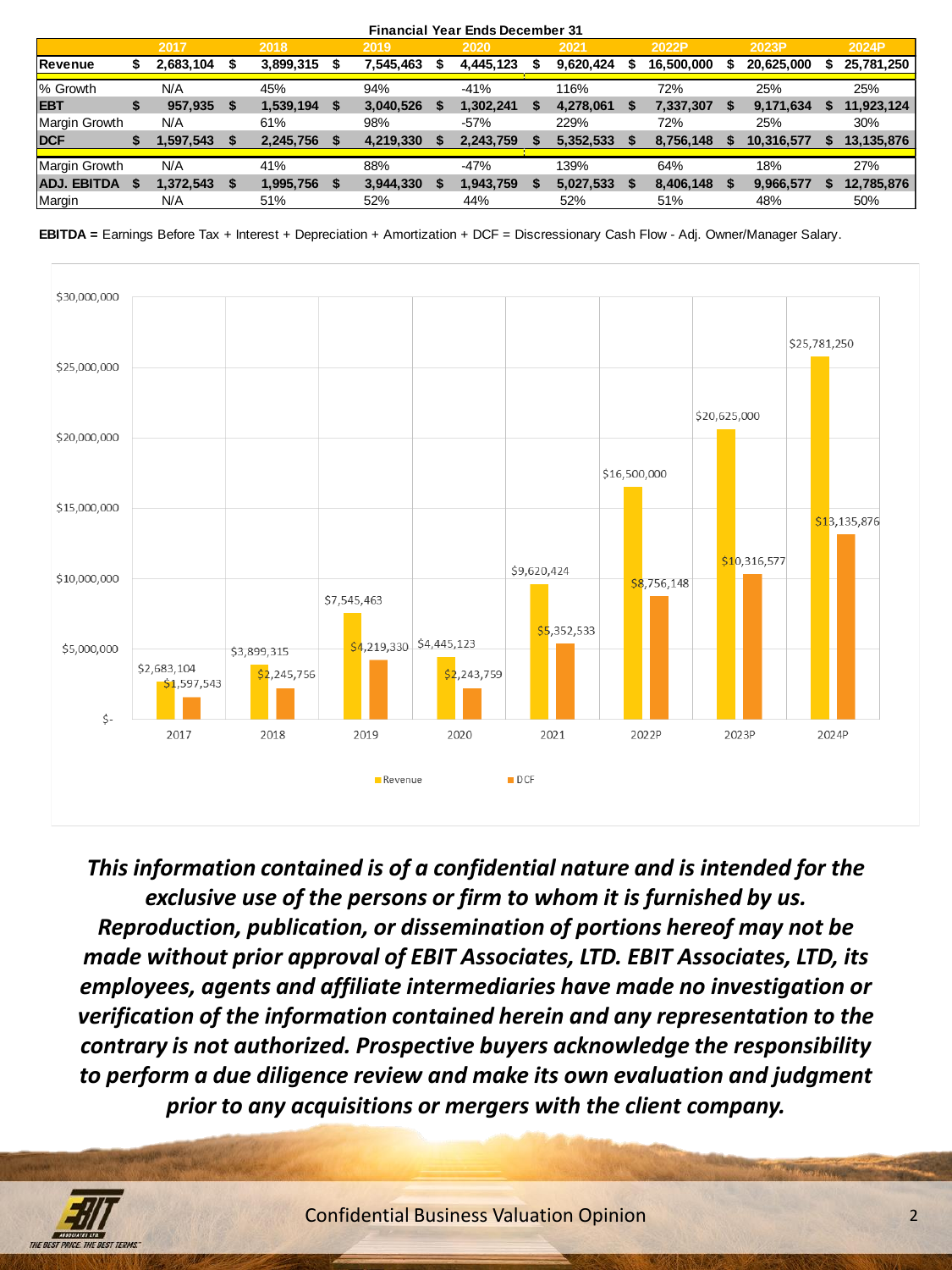**Financial Year Ends December 31**

| | 2017 | 2018 | 2019 | 2020 | 2021 | 2022P | 2023P | 2024P |
|---|---|---|---|---|---|---|---|---|
| **Revenue** | $ 2,683,104 | $ 3,899,315 | $ 7,545,463 | $ 4,445,123 | $ 9,620,424 | $ 16,500,000 | $ 20,625,000 | $ 25,781,250 |
| % Growth | N/A | 45% | 94% | -41% | 116% | 72% | 25% | 25% |
| **EBT** | $ 957,935 | $ 1,539,194 | $ 3,040,526 | $ 1,302,241 | $ 4,278,061 | $ 7,337,307 | $ 9,171,634 | $ 11,923,124 |
| Margin Growth | N/A | 61% | 98% | -57% | 229% | 72% | 25% | 30% |
| **DCF** | $ 1,597,543 | $ 2,245,756 | $ 4,219,330 | $ 2,243,759 | $ 5,352,533 | $ 8,756,148 | $ 10,316,577 | $ 13,135,876 |
| Margin Growth | N/A | 41% | 88% | -47% | 139% | 64% | 18% | 27% |
| **ADJ. EBITDA** | $ 1,372,543 | $ 1,995,756 | $ 3,944,330 | $ 1,943,759 | $ 5,027,533 | $ 8,406,148 | $ 9,966,577 | $ 12,785,876 |
| Margin | N/A | 51% | 52% | 44% | 52% | 51% | 48% | 50% |

**EBITDA =** Earnings Before Tax + Interest + Depreciation + Amortization + DCF = Discressionary Cash Flow - Adj. Owner/Manager Salary.

| Year | Revenue | DCF |
|---|---|---|
| 2017 | $2,683,104 | $1,597,543 |
| 2018 | $3,899,315 | $2,245,756 |
| 2019 | $7,545,463 | $4,219,330 |
| 2020 | $4,445,123 | $2,243,759 |
| 2021 | $9,620,424 | $5,352,533 |
| 2022P | $16,500,000 | $8,756,148 |
| 2023P | $20,625,000 | $10,316,577 |
| 2024P | $25,781,250 | $13,135,876 |

***This information contained is of a confidential nature and is intended for the exclusive use of the persons or firm to whom it is furnished by us. Reproduction, publication, or dissemination of portions hereof may not be made without prior approval of EBIT Associates, LTD. EBIT Associates, LTD, its employees, agents and affiliate intermediaries have made no investigation or verification of the information contained herein and any representation to the contrary is not authorized. Prospective buyers acknowledge the responsibility to perform a due diligence review and make its own evaluation and judgment prior to any acquisitions or mergers with the client company.***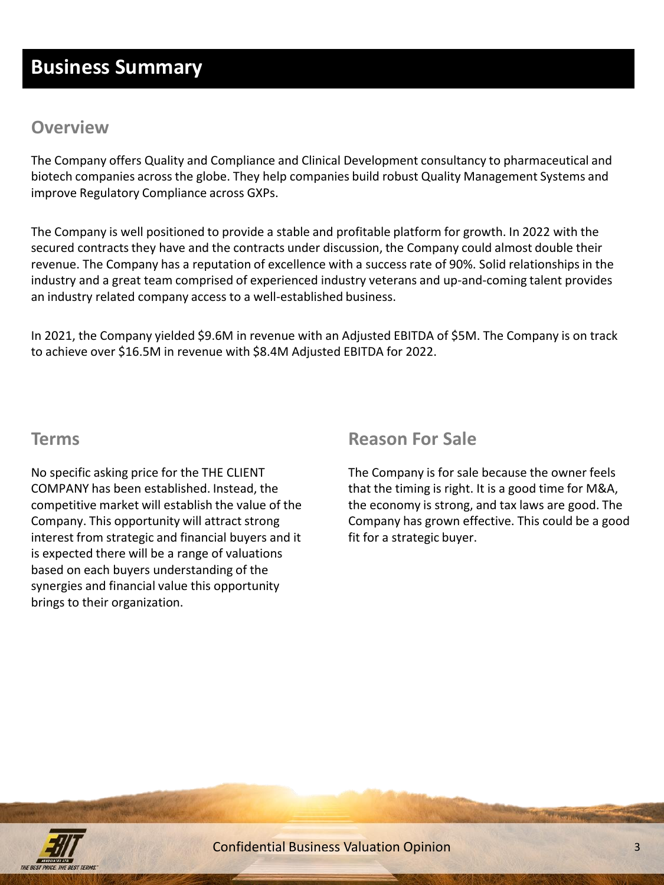# Business Summary

## Overview

The Company offers Quality and Compliance and Clinical Development consultancy to pharmaceutical and biotech companies across the globe. They help companies build robust Quality Management Systems and improve Regulatory Compliance across GXPs.

The Company is well positioned to provide a stable and profitable platform for growth. In 2022 with the secured contracts they have and the contracts under discussion, the Company could almost double their revenue. The Company has a reputation of excellence with a success rate of 90%. Solid relationships in the industry and a great team comprised of experienced industry veterans and up-and-coming talent provides an industry related company access to a well-established business.

In 2021, the Company yielded $9.6M in revenue with an Adjusted EBITDA of $5M. The Company is on track to achieve over $16.5M in revenue with $8.4M Adjusted EBITDA for 2022.

## Terms

No specific asking price for the THE CLIENT COMPANY has been established. Instead, the competitive market will establish the value of the Company. This opportunity will attract strong interest from strategic and financial buyers and it is expected there will be a range of valuations based on each buyers understanding of the synergies and financial value this opportunity brings to their organization.

## Reason For Sale

The Company is for sale because the owner feels that the timing is right. It is a good time for M&A, the economy is strong, and tax laws are good. The Company has grown effective. This could be a good fit for a strategic buyer.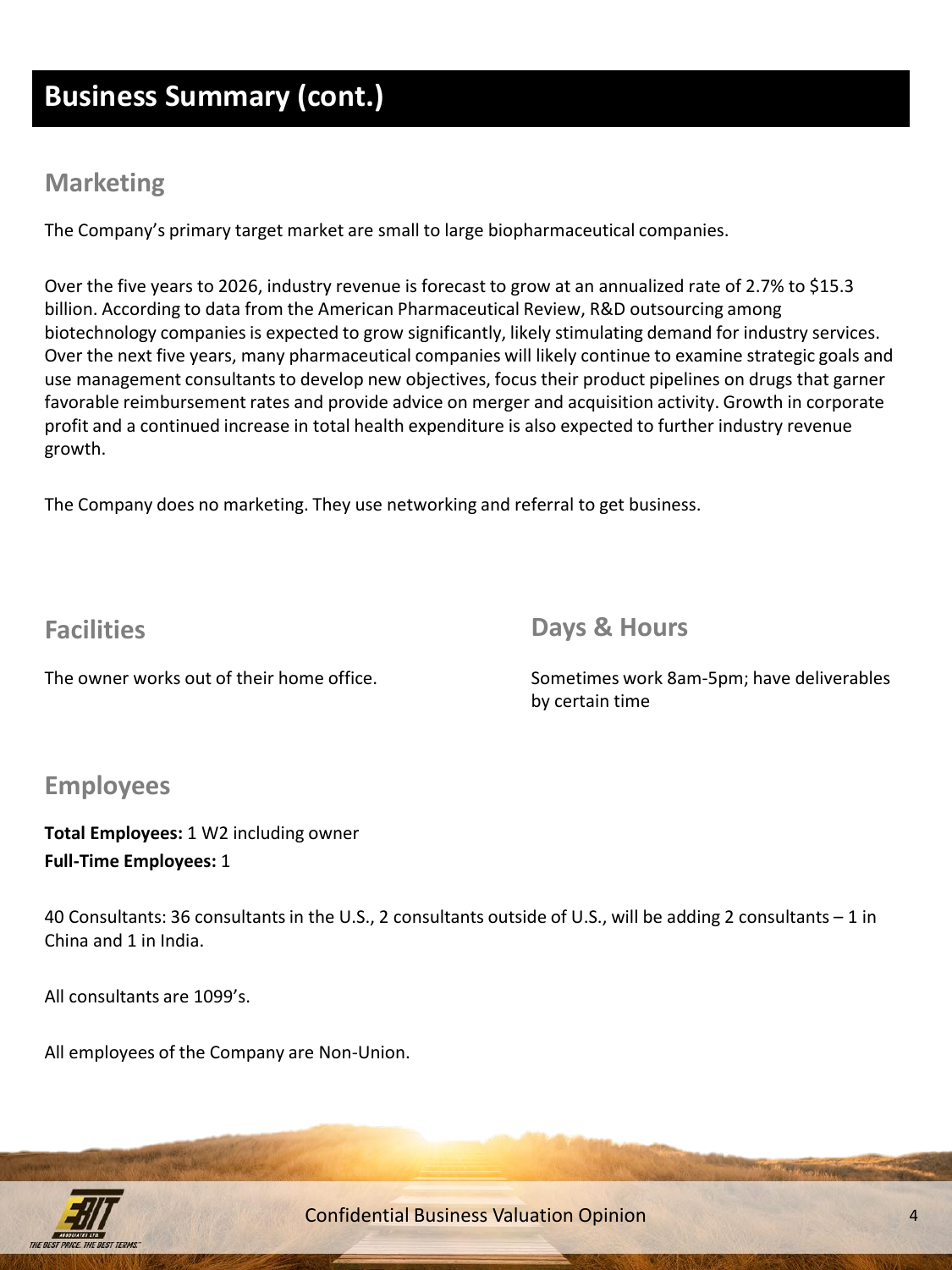# Business Summary (cont.)

## Marketing

The Company's primary target market are small to large biopharmaceutical companies.

Over the five years to 2026, industry revenue is forecast to grow at an annualized rate of 2.7% to $15.3 billion. According to data from the American Pharmaceutical Review, R&D outsourcing among biotechnology companies is expected to grow significantly, likely stimulating demand for industry services. Over the next five years, many pharmaceutical companies will likely continue to examine strategic goals and use management consultants to develop new objectives, focus their product pipelines on drugs that garner favorable reimbursement rates and provide advice on merger and acquisition activity. Growth in corporate profit and a continued increase in total health expenditure is also expected to further industry revenue growth.

The Company does no marketing. They use networking and referral to get business.

## Facilities

The owner works out of their home office.

## Days & Hours

Sometimes work 8am-5pm; have deliverables by certain time

## Employees

**Total Employees:** 1 W2 including owner
**Full-Time Employees:** 1

40 Consultants: 36 consultants in the U.S., 2 consultants outside of U.S., will be adding 2 consultants – 1 in China and 1 in India.

All consultants are 1099's.

All employees of the Company are Non-Union.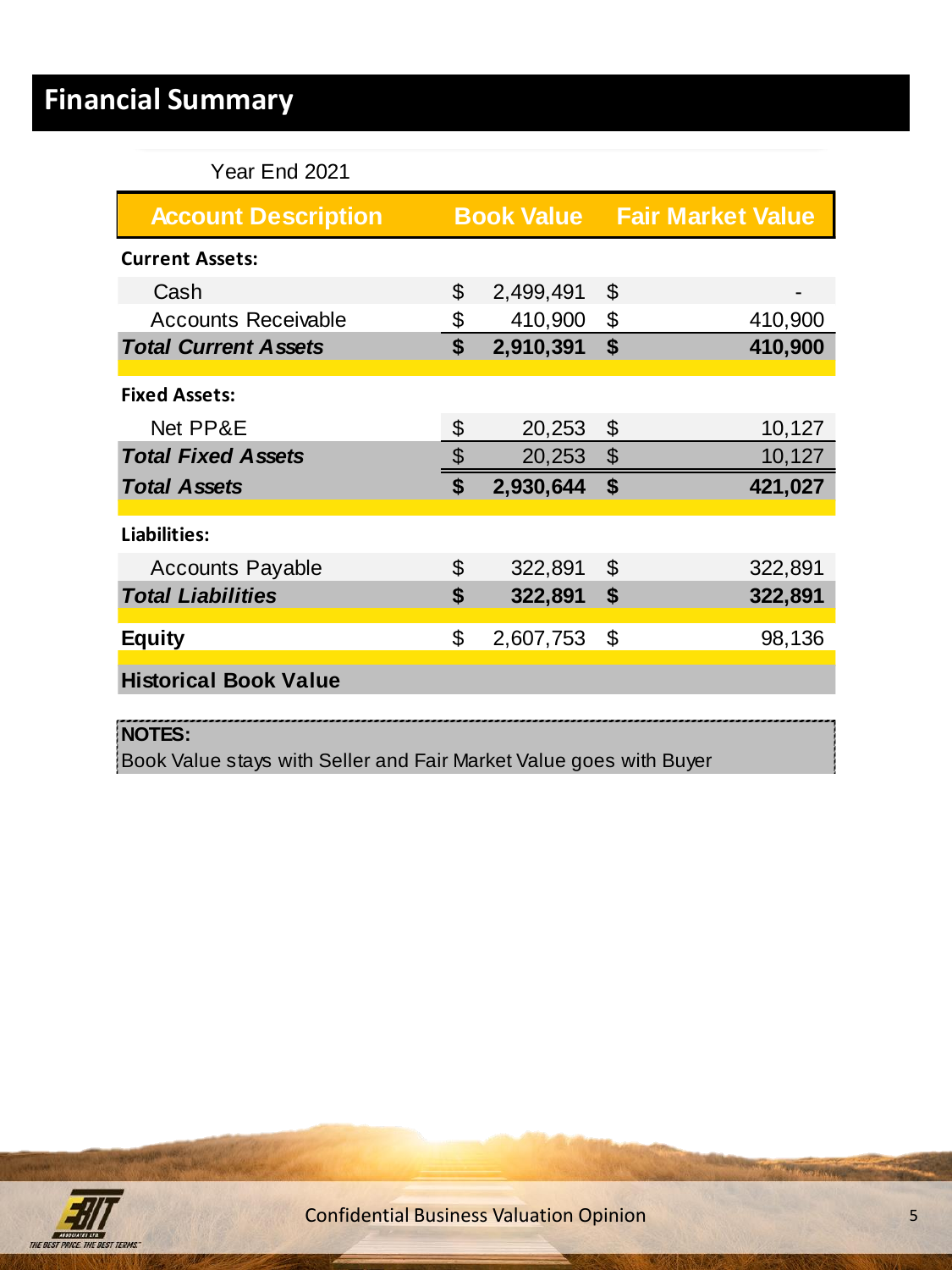# Financial Summary

Year End 2021

| Account Description | Book Value | Fair Market Value |
|---|---|---|
| **Current Assets:** | | |
| Cash | $ 2,499,491 | $ - |
| Accounts Receivable | $ 410,900 | $ 410,900 |
| ***Total Current Assets*** | **$ 2,910,391** | **$ 410,900** |
| **Fixed Assets:** | | |
| Net PP&E | $ 20,253 | $ 10,127 |
| ***Total Fixed Assets*** | $ 20,253 | $ 10,127 |
| ***Total Assets*** | **$ 2,930,644** | **$ 421,027** |
| **Liabilities:** | | |
| Accounts Payable | $ 322,891 | $ 322,891 |
| ***Total Liabilities*** | **$ 322,891** | **$ 322,891** |
| **Equity** | $ 2,607,753 | $ 98,136 |
| **Historical Book Value** | | |

**NOTES:**
Book Value stays with Seller and Fair Market Value goes with Buyer

Confidential Business Valuation Opinion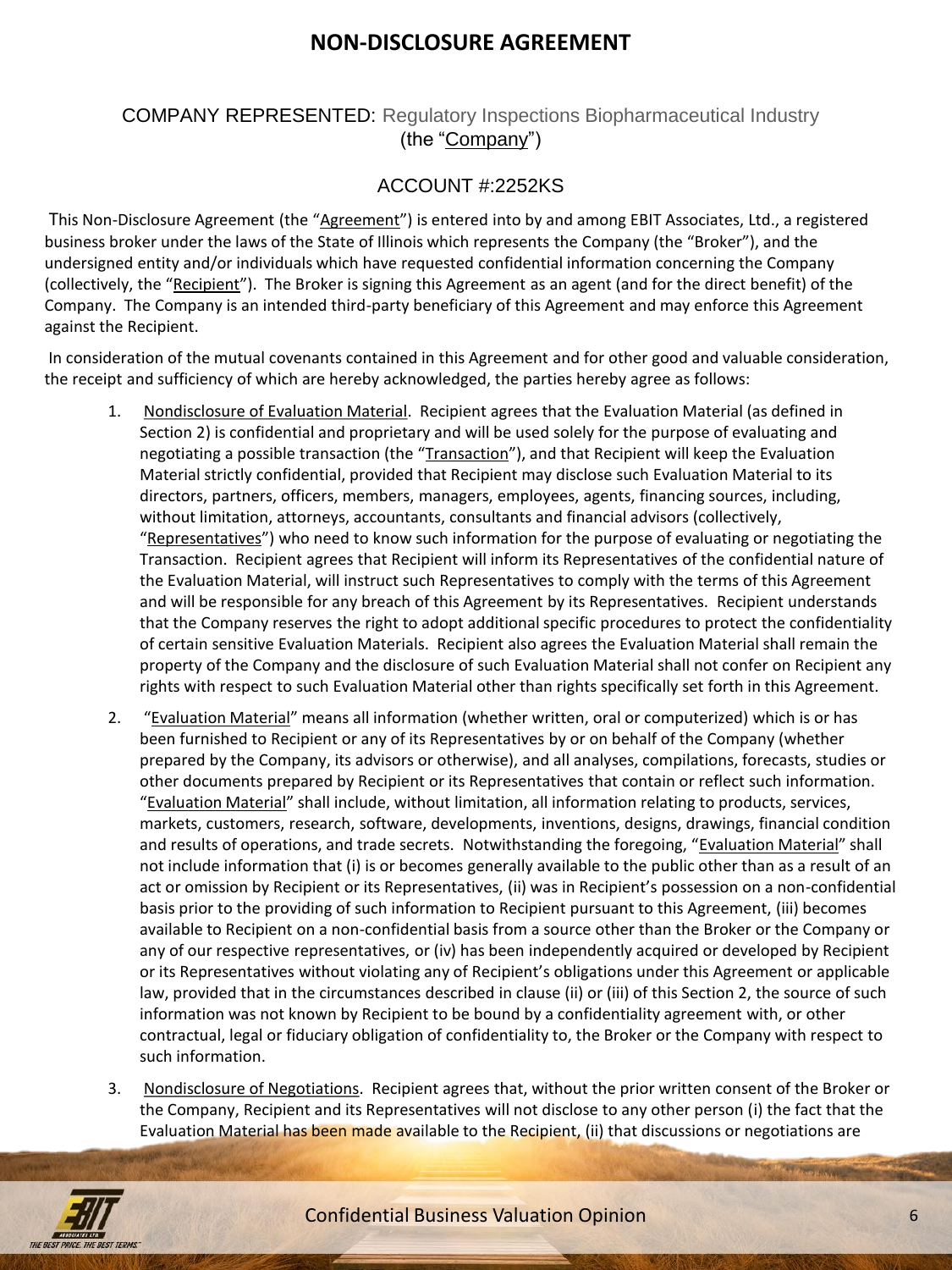# NON-DISCLOSURE AGREEMENT

COMPANY REPRESENTED: Regulatory Inspections Biopharmaceutical Industry
(the "Company")

ACCOUNT #:2252KS

This Non-Disclosure Agreement (the "Agreement") is entered into by and among EBIT Associates, Ltd., a registered business broker under the laws of the State of Illinois which represents the Company (the "Broker"), and the undersigned entity and/or individuals which have requested confidential information concerning the Company (collectively, the "Recipient"). The Broker is signing this Agreement as an agent (and for the direct benefit) of the Company. The Company is an intended third-party beneficiary of this Agreement and may enforce this Agreement against the Recipient.

In consideration of the mutual covenants contained in this Agreement and for other good and valuable consideration, the receipt and sufficiency of which are hereby acknowledged, the parties hereby agree as follows:

1. Nondisclosure of Evaluation Material. Recipient agrees that the Evaluation Material (as defined in Section 2) is confidential and proprietary and will be used solely for the purpose of evaluating and negotiating a possible transaction (the "Transaction"), and that Recipient will keep the Evaluation Material strictly confidential, provided that Recipient may disclose such Evaluation Material to its directors, partners, officers, members, managers, employees, agents, financing sources, including, without limitation, attorneys, accountants, consultants and financial advisors (collectively, "Representatives") who need to know such information for the purpose of evaluating or negotiating the Transaction. Recipient agrees that Recipient will inform its Representatives of the confidential nature of the Evaluation Material, will instruct such Representatives to comply with the terms of this Agreement and will be responsible for any breach of this Agreement by its Representatives. Recipient understands that the Company reserves the right to adopt additional specific procedures to protect the confidentiality of certain sensitive Evaluation Materials. Recipient also agrees the Evaluation Material shall remain the property of the Company and the disclosure of such Evaluation Material shall not confer on Recipient any rights with respect to such Evaluation Material other than rights specifically set forth in this Agreement.

2. "Evaluation Material" means all information (whether written, oral or computerized) which is or has been furnished to Recipient or any of its Representatives by or on behalf of the Company (whether prepared by the Company, its advisors or otherwise), and all analyses, compilations, forecasts, studies or other documents prepared by Recipient or its Representatives that contain or reflect such information. "Evaluation Material" shall include, without limitation, all information relating to products, services, markets, customers, research, software, developments, inventions, designs, drawings, financial condition and results of operations, and trade secrets. Notwithstanding the foregoing, "Evaluation Material" shall not include information that (i) is or becomes generally available to the public other than as a result of an act or omission by Recipient or its Representatives, (ii) was in Recipient's possession on a non-confidential basis prior to the providing of such information to Recipient pursuant to this Agreement, (iii) becomes available to Recipient on a non-confidential basis from a source other than the Broker or the Company or any of our respective representatives, or (iv) has been independently acquired or developed by Recipient or its Representatives without violating any of Recipient's obligations under this Agreement or applicable law, provided that in the circumstances described in clause (ii) or (iii) of this Section 2, the source of such information was not known by Recipient to be bound by a confidentiality agreement with, or other contractual, legal or fiduciary obligation of confidentiality to, the Broker or the Company with respect to such information.

3. Nondisclosure of Negotiations. Recipient agrees that, without the prior written consent of the Broker or the Company, Recipient and its Representatives will not disclose to any other person (i) the fact that the Evaluation Material has been made available to the Recipient, (ii) that discussions or negotiations are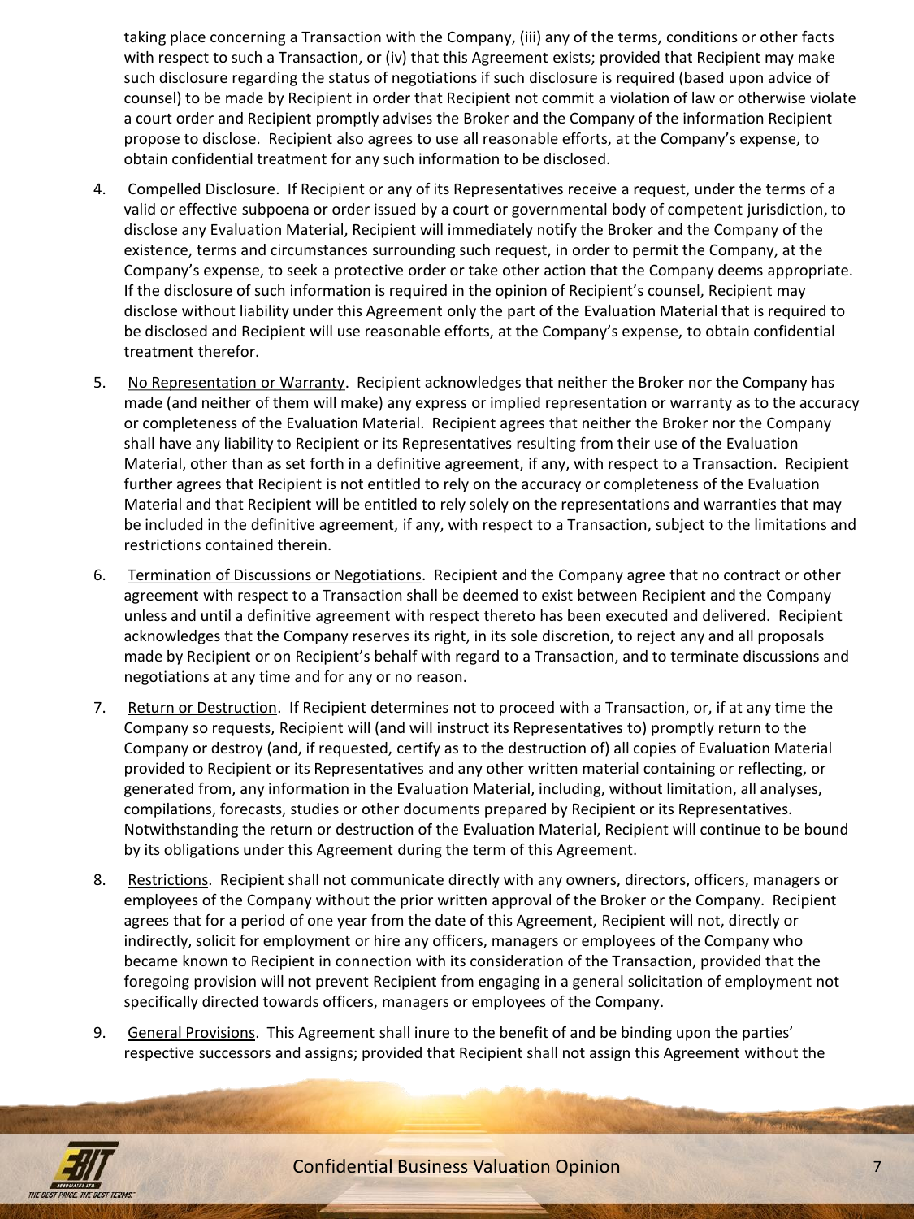taking place concerning a Transaction with the Company, (iii) any of the terms, conditions or other facts with respect to such a Transaction, or (iv) that this Agreement exists; provided that Recipient may make such disclosure regarding the status of negotiations if such disclosure is required (based upon advice of counsel) to be made by Recipient in order that Recipient not commit a violation of law or otherwise violate a court order and Recipient promptly advises the Broker and the Company of the information Recipient propose to disclose. Recipient also agrees to use all reasonable efforts, at the Company's expense, to obtain confidential treatment for any such information to be disclosed.

4. Compelled Disclosure. If Recipient or any of its Representatives receive a request, under the terms of a valid or effective subpoena or order issued by a court or governmental body of competent jurisdiction, to disclose any Evaluation Material, Recipient will immediately notify the Broker and the Company of the existence, terms and circumstances surrounding such request, in order to permit the Company, at the Company's expense, to seek a protective order or take other action that the Company deems appropriate. If the disclosure of such information is required in the opinion of Recipient's counsel, Recipient may disclose without liability under this Agreement only the part of the Evaluation Material that is required to be disclosed and Recipient will use reasonable efforts, at the Company's expense, to obtain confidential treatment therefor.

5. No Representation or Warranty. Recipient acknowledges that neither the Broker nor the Company has made (and neither of them will make) any express or implied representation or warranty as to the accuracy or completeness of the Evaluation Material. Recipient agrees that neither the Broker nor the Company shall have any liability to Recipient or its Representatives resulting from their use of the Evaluation Material, other than as set forth in a definitive agreement, if any, with respect to a Transaction. Recipient further agrees that Recipient is not entitled to rely on the accuracy or completeness of the Evaluation Material and that Recipient will be entitled to rely solely on the representations and warranties that may be included in the definitive agreement, if any, with respect to a Transaction, subject to the limitations and restrictions contained therein.

6. Termination of Discussions or Negotiations. Recipient and the Company agree that no contract or other agreement with respect to a Transaction shall be deemed to exist between Recipient and the Company unless and until a definitive agreement with respect thereto has been executed and delivered. Recipient acknowledges that the Company reserves its right, in its sole discretion, to reject any and all proposals made by Recipient or on Recipient's behalf with regard to a Transaction, and to terminate discussions and negotiations at any time and for any or no reason.

7. Return or Destruction. If Recipient determines not to proceed with a Transaction, or, if at any time the Company so requests, Recipient will (and will instruct its Representatives to) promptly return to the Company or destroy (and, if requested, certify as to the destruction of) all copies of Evaluation Material provided to Recipient or its Representatives and any other written material containing or reflecting, or generated from, any information in the Evaluation Material, including, without limitation, all analyses, compilations, forecasts, studies or other documents prepared by Recipient or its Representatives. Notwithstanding the return or destruction of the Evaluation Material, Recipient will continue to be bound by its obligations under this Agreement during the term of this Agreement.

8. Restrictions. Recipient shall not communicate directly with any owners, directors, officers, managers or employees of the Company without the prior written approval of the Broker or the Company. Recipient agrees that for a period of one year from the date of this Agreement, Recipient will not, directly or indirectly, solicit for employment or hire any officers, managers or employees of the Company who became known to Recipient in connection with its consideration of the Transaction, provided that the foregoing provision will not prevent Recipient from engaging in a general solicitation of employment not specifically directed towards officers, managers or employees of the Company.

9. General Provisions. This Agreement shall inure to the benefit of and be binding upon the parties' respective successors and assigns; provided that Recipient shall not assign this Agreement without the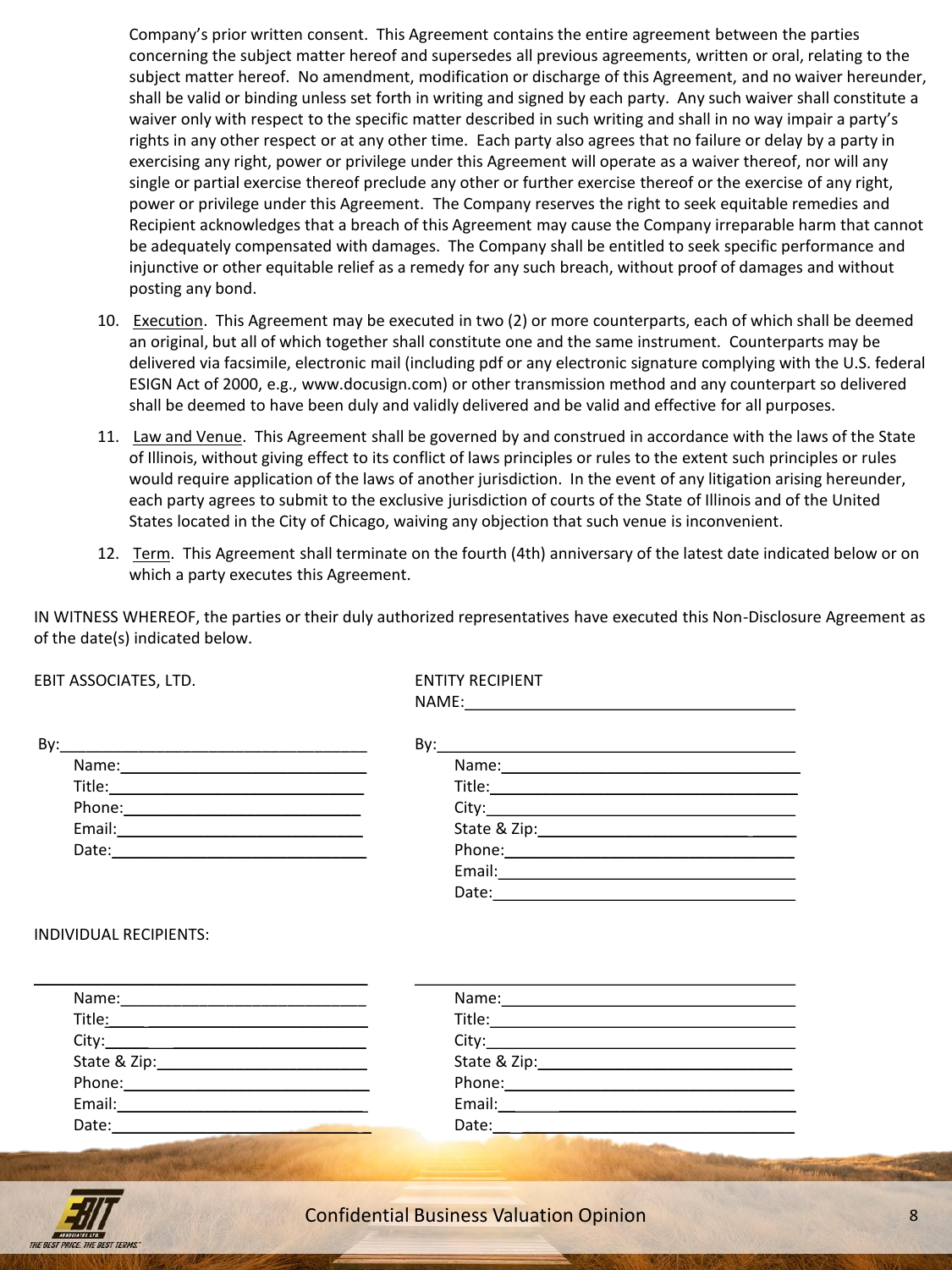Company's prior written consent. This Agreement contains the entire agreement between the parties concerning the subject matter hereof and supersedes all previous agreements, written or oral, relating to the subject matter hereof. No amendment, modification or discharge of this Agreement, and no waiver hereunder, shall be valid or binding unless set forth in writing and signed by each party. Any such waiver shall constitute a waiver only with respect to the specific matter described in such writing and shall in no way impair a party's rights in any other respect or at any other time. Each party also agrees that no failure or delay by a party in exercising any right, power or privilege under this Agreement will operate as a waiver thereof, nor will any single or partial exercise thereof preclude any other or further exercise thereof or the exercise of any right, power or privilege under this Agreement. The Company reserves the right to seek equitable remedies and Recipient acknowledges that a breach of this Agreement may cause the Company irreparable harm that cannot be adequately compensated with damages. The Company shall be entitled to seek specific performance and injunctive or other equitable relief as a remedy for any such breach, without proof of damages and without posting any bond.

10. Execution. This Agreement may be executed in two (2) or more counterparts, each of which shall be deemed an original, but all of which together shall constitute one and the same instrument. Counterparts may be delivered via facsimile, electronic mail (including pdf or any electronic signature complying with the U.S. federal ESIGN Act of 2000, e.g., www.docusign.com) or other transmission method and any counterpart so delivered shall be deemed to have been duly and validly delivered and be valid and effective for all purposes.

11. Law and Venue. This Agreement shall be governed by and construed in accordance with the laws of the State of Illinois, without giving effect to its conflict of laws principles or rules to the extent such principles or rules would require application of the laws of another jurisdiction. In the event of any litigation arising hereunder, each party agrees to submit to the exclusive jurisdiction of courts of the State of Illinois and of the United States located in the City of Chicago, waiving any objection that such venue is inconvenient.

12. Term. This Agreement shall terminate on the fourth (4th) anniversary of the latest date indicated below or on which a party executes this Agreement.

IN WITNESS WHEREOF, the parties or their duly authorized representatives have executed this Non-Disclosure Agreement as of the date(s) indicated below.

EBIT ASSOCIATES, LTD.

By:\_\_\_\_\_\_\_\_\_\_\_\_\_\_\_\_\_\_\_\_\_\_\_\_\_\_\_\_\_\_\_\_

Name:\_\_\_\_\_\_\_\_\_\_\_\_\_\_\_\_\_\_\_\_\_\_\_\_\_\_\_

Title:\_\_\_\_\_\_\_\_\_\_\_\_\_\_\_\_\_\_\_\_\_\_\_\_\_\_\_\_

Phone:\_\_\_\_\_\_\_\_\_\_\_\_\_\_\_\_\_\_\_\_\_\_\_\_\_\_

Email:\_\_\_\_\_\_\_\_\_\_\_\_\_\_\_\_\_\_\_\_\_\_\_\_\_\_\_

Date:\_\_\_\_\_\_\_\_\_\_\_\_\_\_\_\_\_\_\_\_\_\_\_\_\_\_\_\_

ENTITY RECIPIENT

NAME:\_\_\_\_\_\_\_\_\_\_\_\_\_\_\_\_\_\_\_\_\_\_\_\_\_\_\_\_\_\_\_\_\_\_\_\_

By:\_\_\_\_\_\_\_\_\_\_\_\_\_\_\_\_\_\_\_\_\_\_\_\_\_\_\_\_\_\_\_\_\_\_\_\_\_\_

Name:\_\_\_\_\_\_\_\_\_\_\_\_\_\_\_\_\_\_\_\_\_\_\_\_\_\_\_\_\_\_\_\_\_

Title:\_\_\_\_\_\_\_\_\_\_\_\_\_\_\_\_\_\_\_\_\_\_\_\_\_\_\_\_\_\_\_\_\_\_

City:\_\_\_\_\_\_\_\_\_\_\_\_\_\_\_\_\_\_\_\_\_\_\_\_\_\_\_\_\_\_\_\_\_\_\_

State & Zip:\_\_\_\_\_\_\_\_\_\_\_\_\_\_\_\_\_\_\_\_\_\_\_\_\_\_\_\_

Phone:\_\_\_\_\_\_\_\_\_\_\_\_\_\_\_\_\_\_\_\_\_\_\_\_\_\_\_\_\_\_\_\_\_

Email:\_\_\_\_\_\_\_\_\_\_\_\_\_\_\_\_\_\_\_\_\_\_\_\_\_\_\_\_\_\_\_\_\_\_

Date:\_\_\_\_\_\_\_\_\_\_\_\_\_\_\_\_\_\_\_\_\_\_\_\_\_\_\_\_\_\_\_\_\_\_\_

INDIVIDUAL RECIPIENTS:

\_\_\_\_\_\_\_\_\_\_\_\_\_\_\_\_\_\_\_\_\_\_\_\_\_\_\_\_\_\_\_\_\_\_\_\_

Name:\_\_\_\_\_\_\_\_\_\_\_\_\_\_\_\_\_\_\_\_\_\_\_\_\_\_\_

Title:\_\_\_\_\_\_\_\_\_\_\_\_\_\_\_\_\_\_\_\_\_\_\_\_\_\_\_\_

City:\_\_\_\_\_\_\_\_\_\_\_\_\_\_\_\_\_\_\_\_\_\_\_\_\_\_\_\_\_

State & Zip:\_\_\_\_\_\_\_\_\_\_\_\_\_\_\_\_\_\_\_\_\_\_\_

Phone:\_\_\_\_\_\_\_\_\_\_\_\_\_\_\_\_\_\_\_\_\_\_\_\_\_\_\_

Email:\_\_\_\_\_\_\_\_\_\_\_\_\_\_\_\_\_\_\_\_\_\_\_\_\_\_\_\_

Date:\_\_\_\_\_\_\_\_\_\_\_\_\_\_\_\_\_\_\_\_\_\_\_\_\_\_\_\_\_

\_\_\_\_\_\_\_\_\_\_\_\_\_\_\_\_\_\_\_\_\_\_\_\_\_\_\_\_\_\_\_\_\_\_\_\_\_\_

Name:\_\_\_\_\_\_\_\_\_\_\_\_\_\_\_\_\_\_\_\_\_\_\_\_\_\_\_\_\_\_\_\_\_

Title:\_\_\_\_\_\_\_\_\_\_\_\_\_\_\_\_\_\_\_\_\_\_\_\_\_\_\_\_\_\_\_\_\_\_

City:\_\_\_\_\_\_\_\_\_\_\_\_\_\_\_\_\_\_\_\_\_\_\_\_\_\_\_\_\_\_\_\_\_\_\_

State & Zip:\_\_\_\_\_\_\_\_\_\_\_\_\_\_\_\_\_\_\_\_\_\_\_\_\_\_\_\_

Phone:\_\_\_\_\_\_\_\_\_\_\_\_\_\_\_\_\_\_\_\_\_\_\_\_\_\_\_\_\_\_\_\_\_

Email:\_\_\_\_\_\_\_\_\_\_\_\_\_\_\_\_\_\_\_\_\_\_\_\_\_\_\_\_\_\_\_\_\_\_

Date:\_\_\_\_\_\_\_\_\_\_\_\_\_\_\_\_\_\_\_\_\_\_\_\_\_\_\_\_\_\_\_\_\_\_\_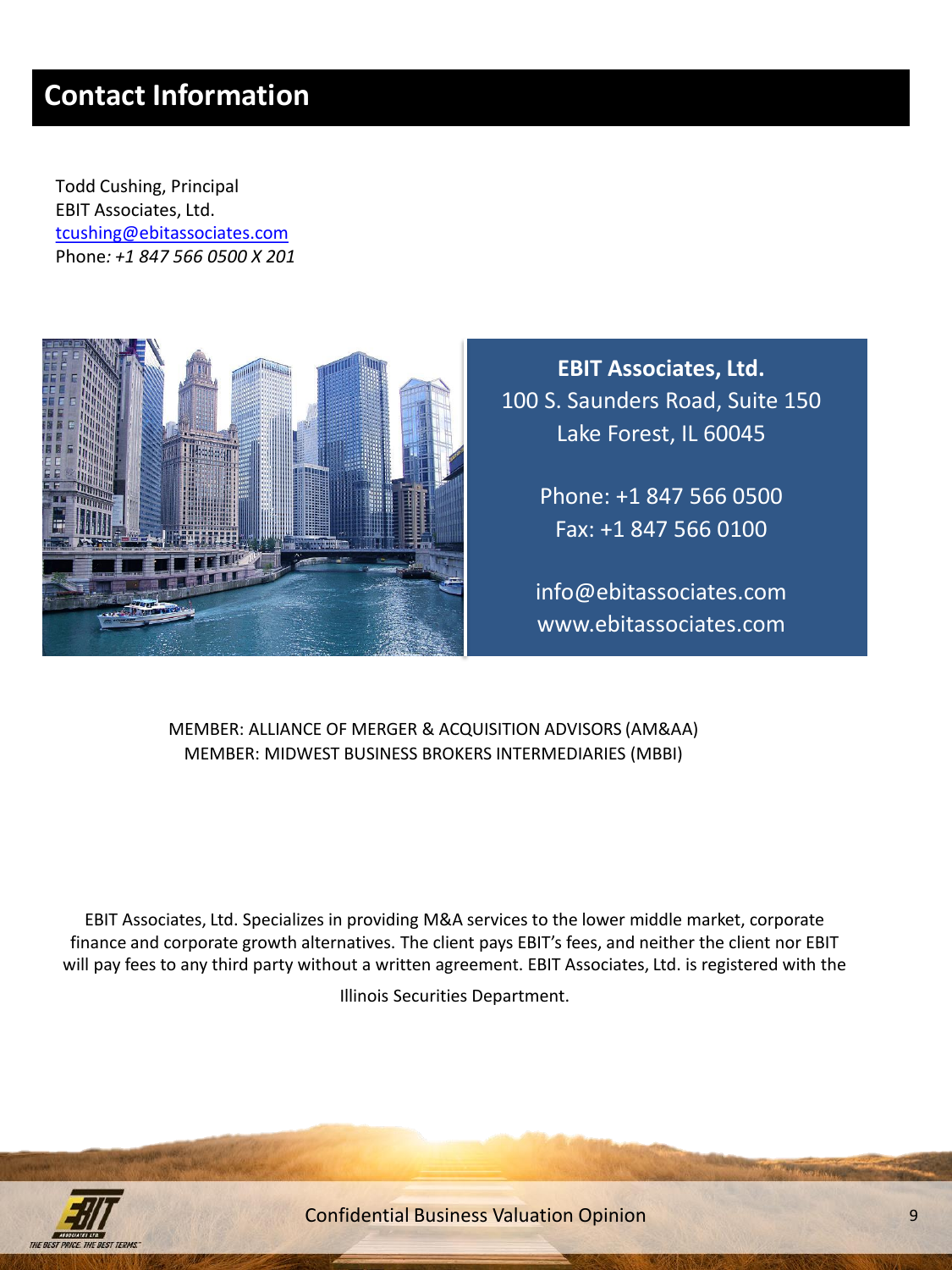# Contact Information

Todd Cushing, Principal
EBIT Associates, Ltd.
tcushing@ebitassociates.com
Phone*: +1 847 566 0500 X 201*

**EBIT Associates, Ltd.**
100 S. Saunders Road, Suite 150
Lake Forest, IL 60045

Phone: +1 847 566 0500
Fax: +1 847 566 0100

info@ebitassociates.com
www.ebitassociates.com

MEMBER: ALLIANCE OF MERGER & ACQUISITION ADVISORS (AM&AA)
MEMBER: MIDWEST BUSINESS BROKERS INTERMEDIARIES (MBBI)

EBIT Associates, Ltd. Specializes in providing M&A services to the lower middle market, corporate finance and corporate growth alternatives. The client pays EBIT's fees, and neither the client nor EBIT will pay fees to any third party without a written agreement. EBIT Associates, Ltd. is registered with the Illinois Securities Department.